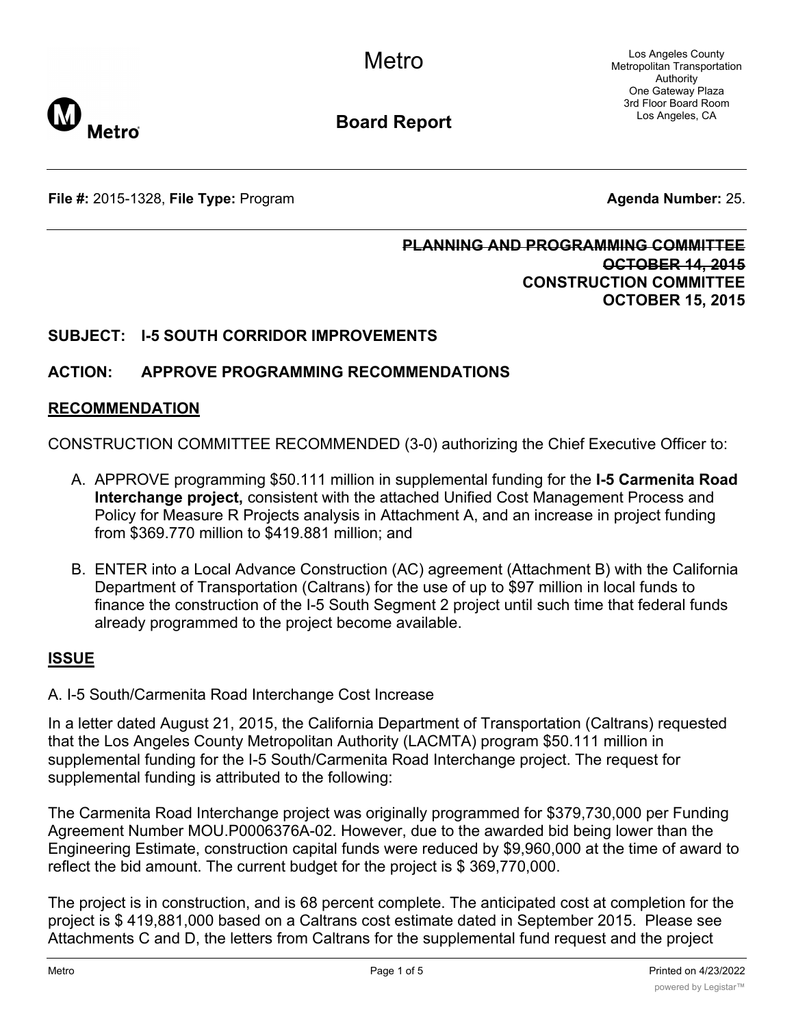# Metro

## Board Report

Los Angeles County
Metropolitan Transportation
Authority
One Gateway Plaza
3rd Floor Board Room
Los Angeles, CA

---

**File #:** 2015-1328, **File Type:** Program **Agenda Number:** 25.

---

~~**PLANNING AND PROGRAMMING COMMITTEE**~~
~~**OCTOBER 14, 2015**~~
**CONSTRUCTION COMMITTEE**
**OCTOBER 15, 2015**

**SUBJECT: I-5 SOUTH CORRIDOR IMPROVEMENTS**

**ACTION: APPROVE PROGRAMMING RECOMMENDATIONS**

## RECOMMENDATION

CONSTRUCTION COMMITTEE RECOMMENDED (3-0) authorizing the Chief Executive Officer to:

A. APPROVE programming $50.111 million in supplemental funding for the **I-5 Carmenita Road Interchange project,** consistent with the attached Unified Cost Management Process and Policy for Measure R Projects analysis in Attachment A, and an increase in project funding from $369.770 million to $419.881 million; and

B. ENTER into a Local Advance Construction (AC) agreement (Attachment B) with the California Department of Transportation (Caltrans) for the use of up to $97 million in local funds to finance the construction of the I-5 South Segment 2 project until such time that federal funds already programmed to the project become available.

## ISSUE

A. I-5 South/Carmenita Road Interchange Cost Increase

In a letter dated August 21, 2015, the California Department of Transportation (Caltrans) requested that the Los Angeles County Metropolitan Authority (LACMTA) program $50.111 million in supplemental funding for the I-5 South/Carmenita Road Interchange project. The request for supplemental funding is attributed to the following:

The Carmenita Road Interchange project was originally programmed for $379,730,000 per Funding Agreement Number MOU.P0006376A-02. However, due to the awarded bid being lower than the Engineering Estimate, construction capital funds were reduced by $9,960,000 at the time of award to reflect the bid amount. The current budget for the project is $ 369,770,000.

The project is in construction, and is 68 percent complete. The anticipated cost at completion for the project is $ 419,881,000 based on a Caltrans cost estimate dated in September 2015. Please see Attachments C and D, the letters from Caltrans for the supplemental fund request and the project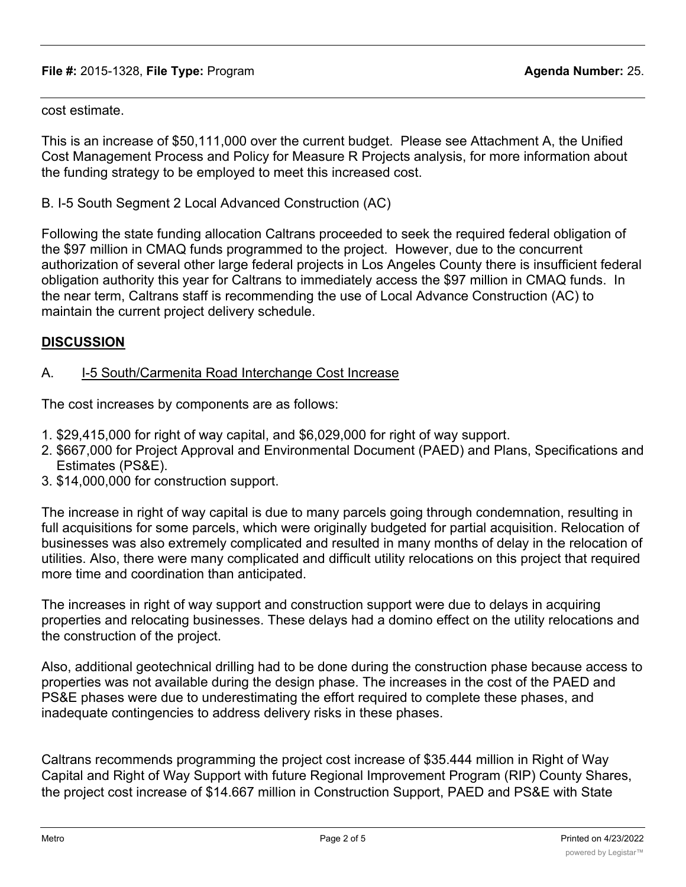cost estimate.

This is an increase of $50,111,000 over the current budget. Please see Attachment A, the Unified Cost Management Process and Policy for Measure R Projects analysis, for more information about the funding strategy to be employed to meet this increased cost.

B. I-5 South Segment 2 Local Advanced Construction (AC)

Following the state funding allocation Caltrans proceeded to seek the required federal obligation of the $97 million in CMAQ funds programmed to the project. However, due to the concurrent authorization of several other large federal projects in Los Angeles County there is insufficient federal obligation authority this year for Caltrans to immediately access the $97 million in CMAQ funds. In the near term, Caltrans staff is recommending the use of Local Advance Construction (AC) to maintain the current project delivery schedule.

## DISCUSSION

A. I-5 South/Carmenita Road Interchange Cost Increase

The cost increases by components are as follows:

1. $29,415,000 for right of way capital, and $6,029,000 for right of way support.
2. $667,000 for Project Approval and Environmental Document (PAED) and Plans, Specifications and Estimates (PS&E).
3. $14,000,000 for construction support.

The increase in right of way capital is due to many parcels going through condemnation, resulting in full acquisitions for some parcels, which were originally budgeted for partial acquisition. Relocation of businesses was also extremely complicated and resulted in many months of delay in the relocation of utilities. Also, there were many complicated and difficult utility relocations on this project that required more time and coordination than anticipated.

The increases in right of way support and construction support were due to delays in acquiring properties and relocating businesses. These delays had a domino effect on the utility relocations and the construction of the project.

Also, additional geotechnical drilling had to be done during the construction phase because access to properties was not available during the design phase. The increases in the cost of the PAED and PS&E phases were due to underestimating the effort required to complete these phases, and inadequate contingencies to address delivery risks in these phases.

Caltrans recommends programming the project cost increase of $35.444 million in Right of Way Capital and Right of Way Support with future Regional Improvement Program (RIP) County Shares, the project cost increase of $14.667 million in Construction Support, PAED and PS&E with State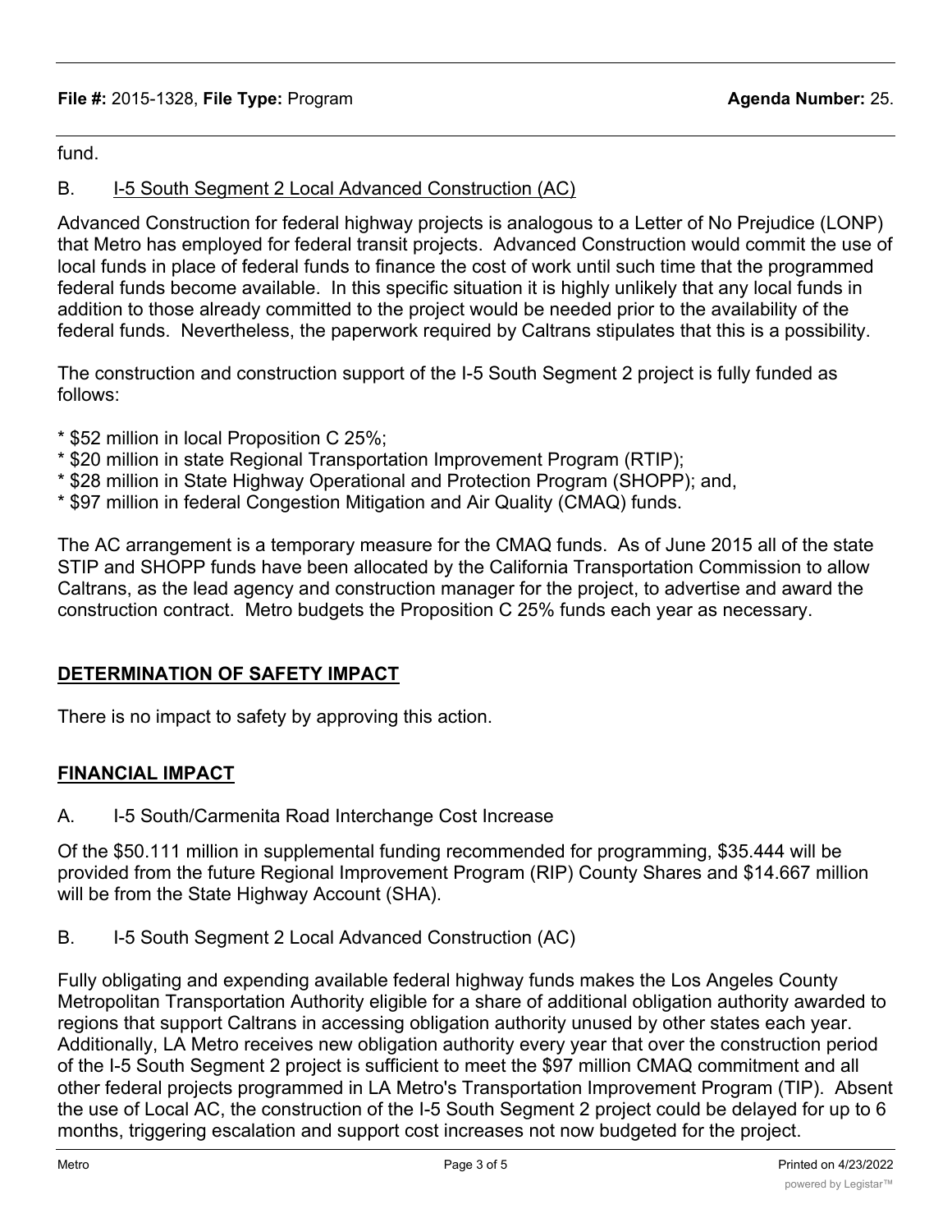fund.

B. I-5 South Segment 2 Local Advanced Construction (AC)

Advanced Construction for federal highway projects is analogous to a Letter of No Prejudice (LONP) that Metro has employed for federal transit projects. Advanced Construction would commit the use of local funds in place of federal funds to finance the cost of work until such time that the programmed federal funds become available. In this specific situation it is highly unlikely that any local funds in addition to those already committed to the project would be needed prior to the availability of the federal funds. Nevertheless, the paperwork required by Caltrans stipulates that this is a possibility.

The construction and construction support of the I-5 South Segment 2 project is fully funded as follows:

* $52 million in local Proposition C 25%;
* $20 million in state Regional Transportation Improvement Program (RTIP);
* $28 million in State Highway Operational and Protection Program (SHOPP); and,
* $97 million in federal Congestion Mitigation and Air Quality (CMAQ) funds.

The AC arrangement is a temporary measure for the CMAQ funds. As of June 2015 all of the state STIP and SHOPP funds have been allocated by the California Transportation Commission to allow Caltrans, as the lead agency and construction manager for the project, to advertise and award the construction contract. Metro budgets the Proposition C 25% funds each year as necessary.

## DETERMINATION OF SAFETY IMPACT

There is no impact to safety by approving this action.

## FINANCIAL IMPACT

A. I-5 South/Carmenita Road Interchange Cost Increase

Of the $50.111 million in supplemental funding recommended for programming, $35.444 will be provided from the future Regional Improvement Program (RIP) County Shares and $14.667 million will be from the State Highway Account (SHA).

B. I-5 South Segment 2 Local Advanced Construction (AC)

Fully obligating and expending available federal highway funds makes the Los Angeles County Metropolitan Transportation Authority eligible for a share of additional obligation authority awarded to regions that support Caltrans in accessing obligation authority unused by other states each year. Additionally, LA Metro receives new obligation authority every year that over the construction period of the I-5 South Segment 2 project is sufficient to meet the $97 million CMAQ commitment and all other federal projects programmed in LA Metro's Transportation Improvement Program (TIP). Absent the use of Local AC, the construction of the I-5 South Segment 2 project could be delayed for up to 6 months, triggering escalation and support cost increases not now budgeted for the project.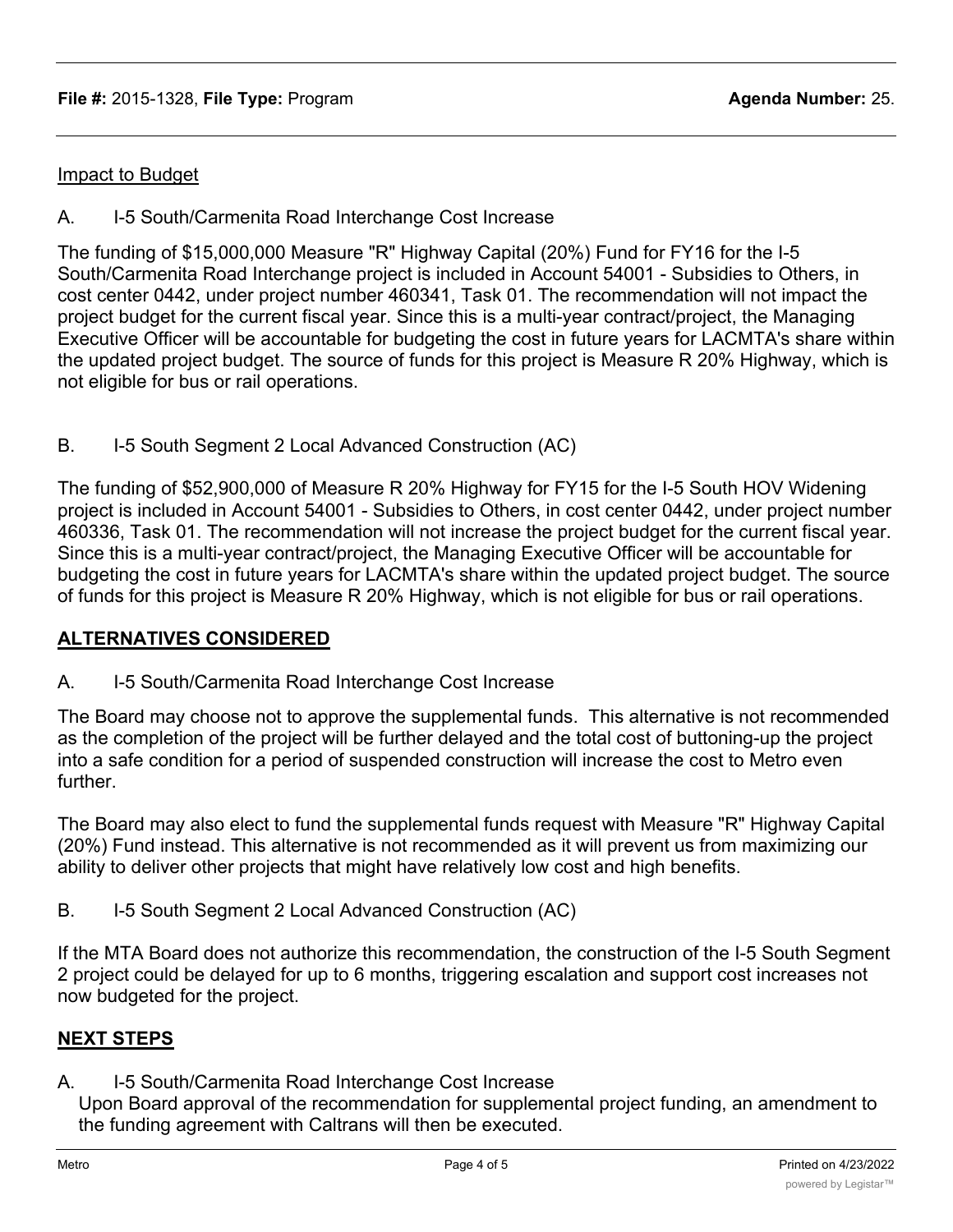Impact to Budget

A. I-5 South/Carmenita Road Interchange Cost Increase

The funding of $15,000,000 Measure "R" Highway Capital (20%) Fund for FY16 for the I-5 South/Carmenita Road Interchange project is included in Account 54001 - Subsidies to Others, in cost center 0442, under project number 460341, Task 01. The recommendation will not impact the project budget for the current fiscal year. Since this is a multi-year contract/project, the Managing Executive Officer will be accountable for budgeting the cost in future years for LACMTA's share within the updated project budget. The source of funds for this project is Measure R 20% Highway, which is not eligible for bus or rail operations.

B. I-5 South Segment 2 Local Advanced Construction (AC)

The funding of $52,900,000 of Measure R 20% Highway for FY15 for the I-5 South HOV Widening project is included in Account 54001 - Subsidies to Others, in cost center 0442, under project number 460336, Task 01. The recommendation will not increase the project budget for the current fiscal year. Since this is a multi-year contract/project, the Managing Executive Officer will be accountable for budgeting the cost in future years for LACMTA's share within the updated project budget. The source of funds for this project is Measure R 20% Highway, which is not eligible for bus or rail operations.

## ALTERNATIVES CONSIDERED

A. I-5 South/Carmenita Road Interchange Cost Increase

The Board may choose not to approve the supplemental funds. This alternative is not recommended as the completion of the project will be further delayed and the total cost of buttoning-up the project into a safe condition for a period of suspended construction will increase the cost to Metro even further.

The Board may also elect to fund the supplemental funds request with Measure "R" Highway Capital (20%) Fund instead. This alternative is not recommended as it will prevent us from maximizing our ability to deliver other projects that might have relatively low cost and high benefits.

B. I-5 South Segment 2 Local Advanced Construction (AC)

If the MTA Board does not authorize this recommendation, the construction of the I-5 South Segment 2 project could be delayed for up to 6 months, triggering escalation and support cost increases not now budgeted for the project.

## NEXT STEPS

A. I-5 South/Carmenita Road Interchange Cost Increase
Upon Board approval of the recommendation for supplemental project funding, an amendment to the funding agreement with Caltrans will then be executed.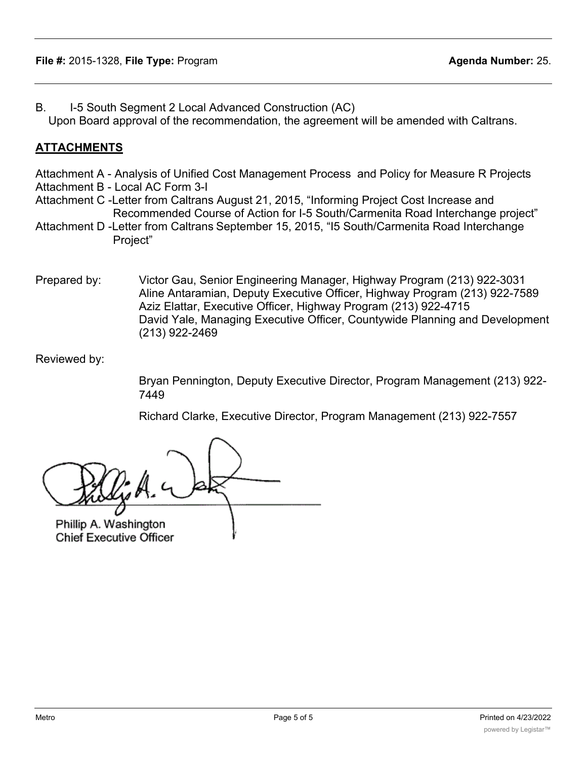B. I-5 South Segment 2 Local Advanced Construction (AC)
Upon Board approval of the recommendation, the agreement will be amended with Caltrans.

## ATTACHMENTS

Attachment A - Analysis of Unified Cost Management Process and Policy for Measure R Projects
Attachment B - Local AC Form 3-I
Attachment C -Letter from Caltrans August 21, 2015, "Informing Project Cost Increase and Recommended Course of Action for I-5 South/Carmenita Road Interchange project"
Attachment D -Letter from Caltrans September 15, 2015, "I5 South/Carmenita Road Interchange Project"

Prepared by: Victor Gau, Senior Engineering Manager, Highway Program (213) 922-3031
Aline Antaramian, Deputy Executive Officer, Highway Program (213) 922-7589
Aziz Elattar, Executive Officer, Highway Program (213) 922-4715
David Yale, Managing Executive Officer, Countywide Planning and Development (213) 922-2469

Reviewed by:

Bryan Pennington, Deputy Executive Director, Program Management (213) 922-7449

Richard Clarke, Executive Director, Program Management (213) 922-7557

Phillip A. Washington
Chief Executive Officer